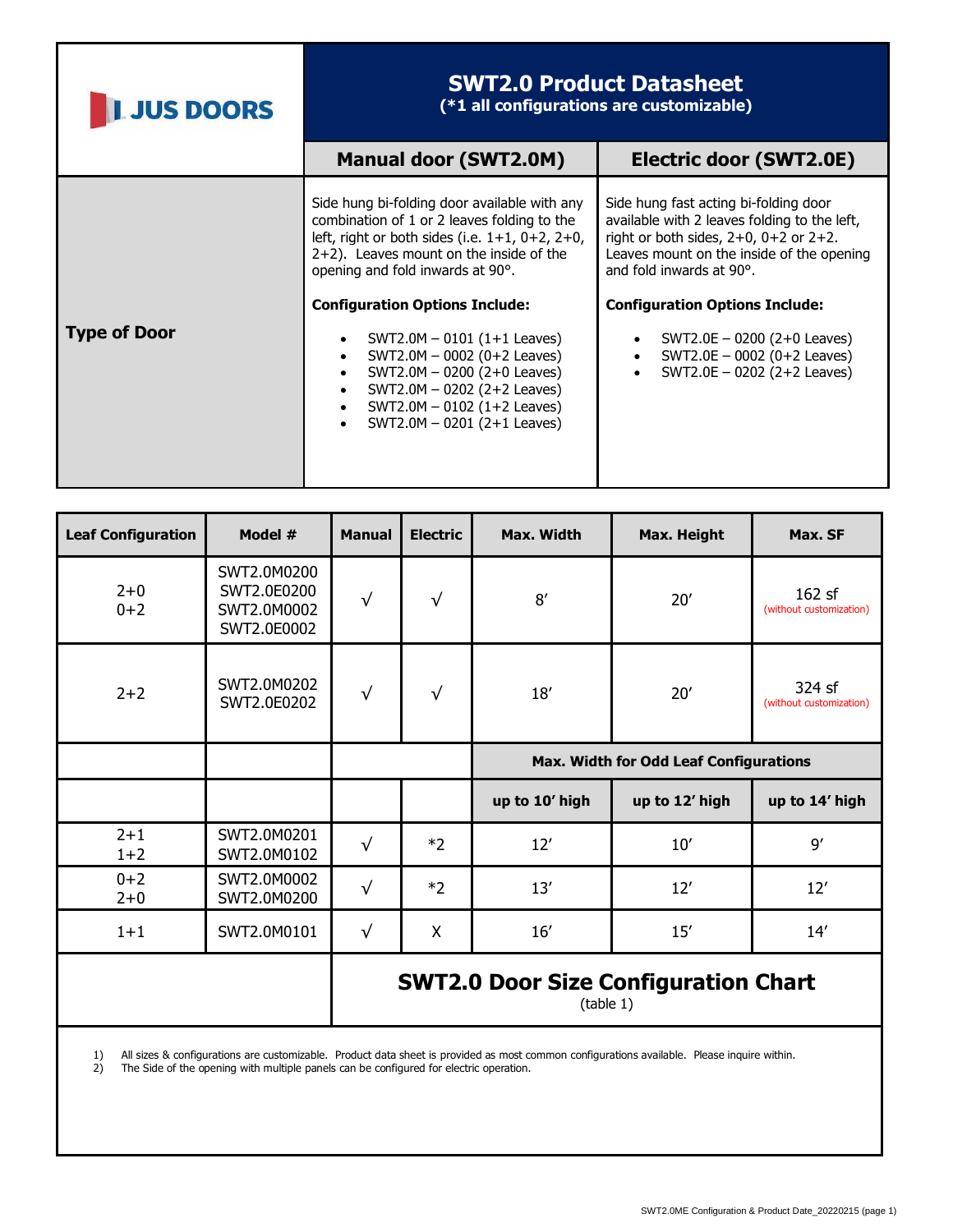# SWT2.0 Product Datasheet

**(*1 all configurations are customizable)**

JUS DOORS

| | Manual door (SWT2.0M) | Electric door (SWT2.0E) |
|---|---|---|
| **Type of Door** | Side hung bi-folding door available with any combination of 1 or 2 leaves folding to the left, right or both sides (i.e. 1+1, 0+2, 2+0, 2+2). Leaves mount on the inside of the opening and fold inwards at 90°.<br><br>**Configuration Options Include:**<br>• SWT2.0M – 0101 (1+1 Leaves)<br>• SWT2.0M – 0002 (0+2 Leaves)<br>• SWT2.0M – 0200 (2+0 Leaves)<br>• SWT2.0M – 0202 (2+2 Leaves)<br>• SWT2.0M – 0102 (1+2 Leaves)<br>• SWT2.0M – 0201 (2+1 Leaves) | Side hung fast acting bi-folding door available with 2 leaves folding to the left, right or both sides, 2+0, 0+2 or 2+2. Leaves mount on the inside of the opening and fold inwards at 90°.<br><br>**Configuration Options Include:**<br>• SWT2.0E – 0200 (2+0 Leaves)<br>• SWT2.0E – 0002 (0+2 Leaves)<br>• SWT2.0E – 0202 (2+2 Leaves) |

| Leaf Configuration | Model # | Manual | Electric | Max. Width | Max. Height | Max. SF |
|---|---|---|---|---|---|---|
| 2+0<br>0+2 | SWT2.0M0200<br>SWT2.0E0200<br>SWT2.0M0002<br>SWT2.0E0002 | √ | √ | 8′ | 20′ | 162 sf (without customization) |
| 2+2 | SWT2.0M0202<br>SWT2.0E0202 | √ | √ | 18′ | 20′ | 324 sf (without customization) |
| | | | | **Max. Width for Odd Leaf Configurations** | | |
| | | | | **up to 10′ high** | **up to 12′ high** | **up to 14′ high** |
| 2+1<br>1+2 | SWT2.0M0201<br>SWT2.0M0102 | √ | *2 | 12′ | 10′ | 9′ |
| 0+2<br>2+0 | SWT2.0M0002<br>SWT2.0M0200 | √ | *2 | 13′ | 12′ | 12′ |
| 1+1 | SWT2.0M0101 | √ | X | 16′ | 15′ | 14′ |

**SWT2.0 Door Size Configuration Chart**

(table 1)

1) All sizes & configurations are customizable. Product data sheet is provided as most common configurations available. Please inquire within.
2) The Side of the opening with multiple panels can be configured for electric operation.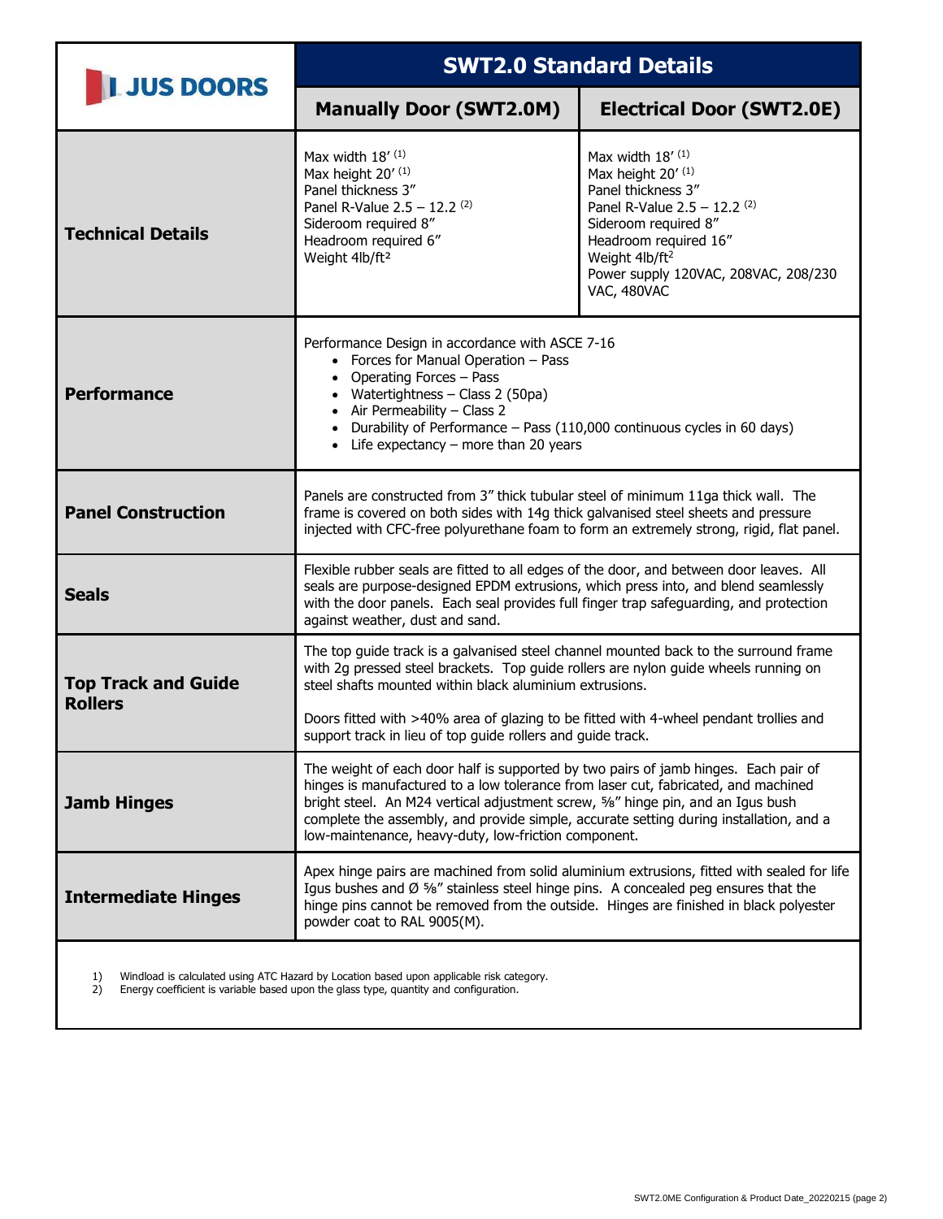| JUS DOORS | SWT2.0 Standard Details | |
|---|---|---|
| | **Manually Door (SWT2.0M)** | **Electrical Door (SWT2.0E)** |
| **Technical Details** | Max width 18′ [1]<br>Max height 20′ [1]<br>Panel thickness 3″<br>Panel R-Value 2.5 – 12.2 [2]<br>Sideroom required 8″<br>Headroom required 6″<br>Weight 4lb/ft² | Max width 18′ [1]<br>Max height 20′ [1]<br>Panel thickness 3″<br>Panel R-Value 2.5 – 12.2 [2]<br>Sideroom required 8″<br>Headroom required 16″<br>Weight 4lb/ft²<br>Power supply 120VAC, 208VAC, 208/230 VAC, 480VAC |
| **Performance** | Performance Design in accordance with ASCE 7-16<br>• Forces for Manual Operation – Pass<br>• Operating Forces – Pass<br>• Watertightness – Class 2 (50pa)<br>• Air Permeability – Class 2<br>• Durability of Performance – Pass (110,000 continuous cycles in 60 days)<br>• Life expectancy – more than 20 years | |
| **Panel Construction** | Panels are constructed from 3″ thick tubular steel of minimum 11ga thick wall. The frame is covered on both sides with 14g thick galvanised steel sheets and pressure injected with CFC-free polyurethane foam to form an extremely strong, rigid, flat panel. | |
| **Seals** | Flexible rubber seals are fitted to all edges of the door, and between door leaves. All seals are purpose-designed EPDM extrusions, which press into, and blend seamlessly with the door panels. Each seal provides full finger trap safeguarding, and protection against weather, dust and sand. | |
| **Top Track and Guide Rollers** | The top guide track is a galvanised steel channel mounted back to the surround frame with 2g pressed steel brackets. Top guide rollers are nylon guide wheels running on steel shafts mounted within black aluminium extrusions.<br><br>Doors fitted with >40% area of glazing to be fitted with 4-wheel pendant trollies and support track in lieu of top guide rollers and guide track. | |
| **Jamb Hinges** | The weight of each door half is supported by two pairs of jamb hinges. Each pair of hinges is manufactured to a low tolerance from laser cut, fabricated, and machined bright steel. An M24 vertical adjustment screw, ⅝″ hinge pin, and an Igus bush complete the assembly, and provide simple, accurate setting during installation, and a low-maintenance, heavy-duty, low-friction component. | |
| **Intermediate Hinges** | Apex hinge pairs are machined from solid aluminium extrusions, fitted with sealed for life Igus bushes and Ø ⅝″ stainless steel hinge pins. A concealed peg ensures that the hinge pins cannot be removed from the outside. Hinges are finished in black polyester powder coat to RAL 9005(M). | |

1) Windload is calculated using ATC Hazard by Location based upon applicable risk category.
2) Energy coefficient is variable based upon the glass type, quantity and configuration.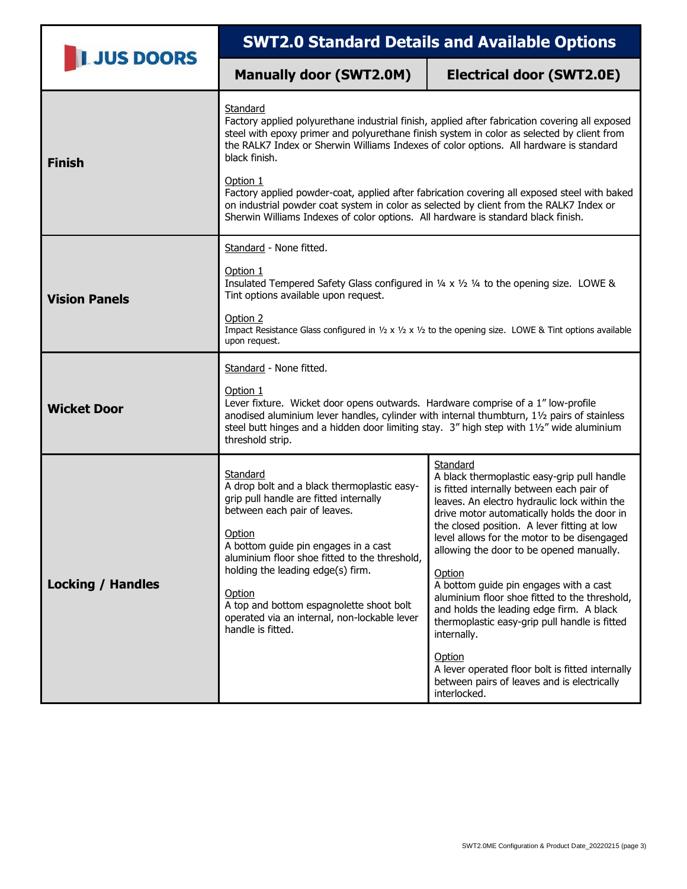| JUS DOORS | SWT2.0 Standard Details and Available Options | |
|---|---|---|
| | **Manually door (SWT2.0M)** | **Electrical door (SWT2.0E)** |
| **Finish** | Standard<br>Factory applied polyurethane industrial finish, applied after fabrication covering all exposed steel with epoxy primer and polyurethane finish system in color as selected by client from the RALK7 Index or Sherwin Williams Indexes of color options. All hardware is standard black finish.<br><br>Option 1<br>Factory applied powder-coat, applied after fabrication covering all exposed steel with baked on industrial powder coat system in color as selected by client from the RALK7 Index or Sherwin Williams Indexes of color options. All hardware is standard black finish. | |
| **Vision Panels** | Standard - None fitted.<br><br>Option 1<br>Insulated Tempered Safety Glass configured in ¼ x ½ ¼ to the opening size. LOWE & Tint options available upon request.<br><br>Option 2<br>Impact Resistance Glass configured in ½ x ½ x ½ to the opening size. LOWE & Tint options available upon request. | |
| **Wicket Door** | Standard - None fitted.<br><br>Option 1<br>Lever fixture. Wicket door opens outwards. Hardware comprise of a 1" low-profile anodised aluminium lever handles, cylinder with internal thumbturn, 1½ pairs of stainless steel butt hinges and a hidden door limiting stay. 3" high step with 1½" wide aluminium threshold strip. | |
| **Locking / Handles** | Standard<br>A drop bolt and a black thermoplastic easy-grip pull handle are fitted internally between each pair of leaves.<br><br>Option<br>A bottom guide pin engages in a cast aluminium floor shoe fitted to the threshold, holding the leading edge(s) firm.<br><br>Option<br>A top and bottom espagnolette shoot bolt operated via an internal, non-lockable lever handle is fitted. | Standard<br>A black thermoplastic easy-grip pull handle is fitted internally between each pair of leaves. An electro hydraulic lock within the drive motor automatically holds the door in the closed position. A lever fitting at low level allows for the motor to be disengaged allowing the door to be opened manually.<br><br>Option<br>A bottom guide pin engages with a cast aluminium floor shoe fitted to the threshold, and holds the leading edge firm. A black thermoplastic easy-grip pull handle is fitted internally.<br><br>Option<br>A lever operated floor bolt is fitted internally between pairs of leaves and is electrically interlocked. |

SWT2.0ME Configuration & Product Date_20220215 (page 3)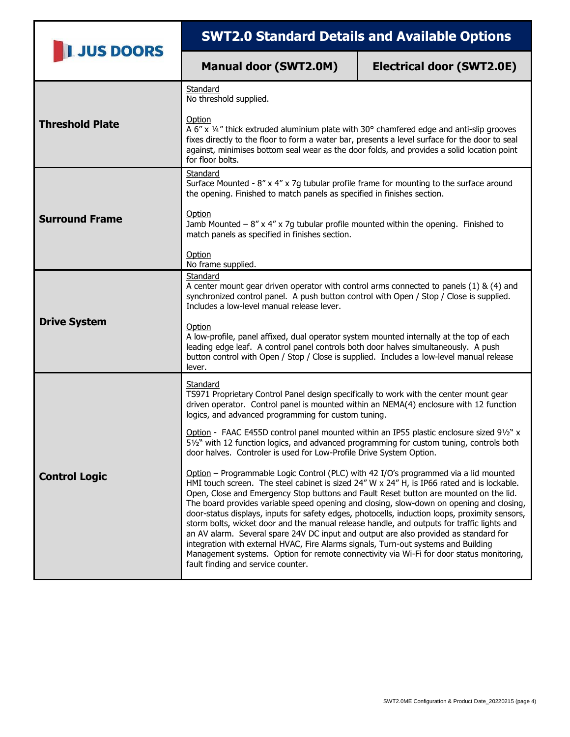| JUS DOORS | SWT2.0 Standard Details and Available Options | |
|---|---|---|
| | **Manual door (SWT2.0M)** | **Electrical door (SWT2.0E)** |
| **Threshold Plate** | Standard<br>No threshold supplied.<br><br>Option<br>A 6″ x ¼″ thick extruded aluminium plate with 30° chamfered edge and anti-slip grooves fixes directly to the floor to form a water bar, presents a level surface for the door to seal against, minimises bottom seal wear as the door folds, and provides a solid location point for floor bolts. | |
| **Surround Frame** | Standard<br>Surface Mounted - 8″ x 4″ x 7g tubular profile frame for mounting to the surface around the opening. Finished to match panels as specified in finishes section.<br><br>Option<br>Jamb Mounted – 8″ x 4″ x 7g tubular profile mounted within the opening. Finished to match panels as specified in finishes section.<br><br>Option<br>No frame supplied. | |
| **Drive System** | Standard<br>A center mount gear driven operator with control arms connected to panels (1) & (4) and synchronized control panel. A push button control with Open / Stop / Close is supplied. Includes a low-level manual release lever.<br><br>Option<br>A low-profile, panel affixed, dual operator system mounted internally at the top of each leading edge leaf. A control panel controls both door halves simultaneously. A push button control with Open / Stop / Close is supplied. Includes a low-level manual release lever. | |
| **Control Logic** | Standard<br>TS971 Proprietary Control Panel design specifically to work with the center mount gear driven operator. Control panel is mounted within an NEMA(4) enclosure with 12 function logics, and advanced programming for custom tuning.<br><br>Option - FAAC E455D control panel mounted within an IP55 plastic enclosure sized 9½" x 5½" with 12 function logics, and advanced programming for custom tuning, controls both door halves. Controler is used for Low-Profile Drive System Option.<br><br>Option – Programmable Logic Control (PLC) with 42 I/O's programmed via a lid mounted HMI touch screen. The steel cabinet is sized 24″ W x 24″ H, is IP66 rated and is lockable. Open, Close and Emergency Stop buttons and Fault Reset button are mounted on the lid. The board provides variable speed opening and closing, slow-down on opening and closing, door-status displays, inputs for safety edges, photocells, induction loops, proximity sensors, storm bolts, wicket door and the manual release handle, and outputs for traffic lights and an AV alarm. Several spare 24V DC input and output are also provided as standard for integration with external HVAC, Fire Alarms signals, Turn-out systems and Building Management systems. Option for remote connectivity via Wi-Fi for door status monitoring, fault finding and service counter. | |

SWT2.0ME Configuration & Product Date_20220215 (page 4)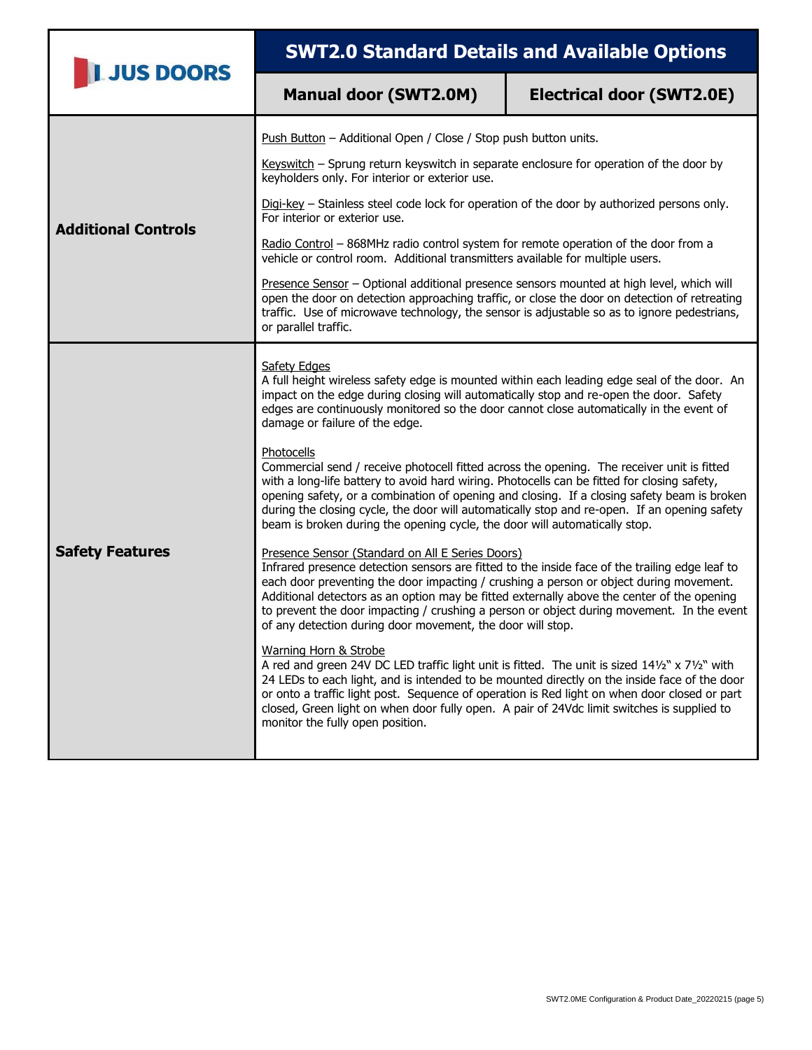| JUS DOORS | SWT2.0 Standard Details and Available Options | |
|---|---|---|
| | **Manual door (SWT2.0M)** | **Electrical door (SWT2.0E)** |
| **Additional Controls** | Push Button – Additional Open / Close / Stop push button units.<br><br>Keyswitch – Sprung return keyswitch in separate enclosure for operation of the door by keyholders only. For interior or exterior use.<br><br>Digi-key – Stainless steel code lock for operation of the door by authorized persons only. For interior or exterior use.<br><br>Radio Control – 868MHz radio control system for remote operation of the door from a vehicle or control room. Additional transmitters available for multiple users.<br><br>Presence Sensor – Optional additional presence sensors mounted at high level, which will open the door on detection approaching traffic, or close the door on detection of retreating traffic. Use of microwave technology, the sensor is adjustable so as to ignore pedestrians, or parallel traffic. | |
| **Safety Features** | Safety Edges<br>A full height wireless safety edge is mounted within each leading edge seal of the door. An impact on the edge during closing will automatically stop and re-open the door. Safety edges are continuously monitored so the door cannot close automatically in the event of damage or failure of the edge.<br><br>Photocells<br>Commercial send / receive photocell fitted across the opening. The receiver unit is fitted with a long-life battery to avoid hard wiring. Photocells can be fitted for closing safety, opening safety, or a combination of opening and closing. If a closing safety beam is broken during the closing cycle, the door will automatically stop and re-open. If an opening safety beam is broken during the opening cycle, the door will automatically stop.<br><br>Presence Sensor (Standard on All E Series Doors)<br>Infrared presence detection sensors are fitted to the inside face of the trailing edge leaf to each door preventing the door impacting / crushing a person or object during movement. Additional detectors as an option may be fitted externally above the center of the opening to prevent the door impacting / crushing a person or object during movement. In the event of any detection during door movement, the door will stop.<br><br>Warning Horn & Strobe<br>A red and green 24V DC LED traffic light unit is fitted. The unit is sized 14½" x 7½" with 24 LEDs to each light, and is intended to be mounted directly on the inside face of the door or onto a traffic light post. Sequence of operation is Red light on when door closed or part closed, Green light on when door fully open. A pair of 24Vdc limit switches is supplied to monitor the fully open position. | |

SWT2.0ME Configuration & Product Date_20220215 (page 5)